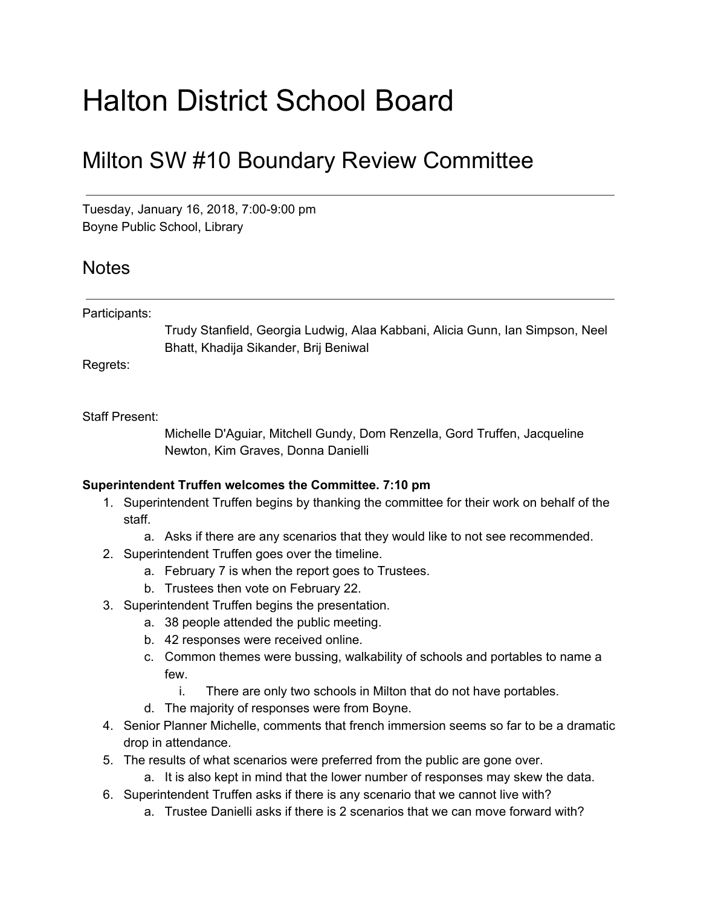# Halton District School Board

## Milton SW #10 Boundary Review Committee

---

Tuesday, January 16, 2018, 7:00-9:00 pm
Boyne Public School, Library

## Notes

---

Participants:

Trudy Stanfield, Georgia Ludwig, Alaa Kabbani, Alicia Gunn, Ian Simpson, Neel Bhatt, Khadija Sikander, Brij Beniwal

Regrets:

Staff Present:

Michelle D'Aguiar, Mitchell Gundy, Dom Renzella, Gord Truffen, Jacqueline Newton, Kim Graves, Donna Danielli

**Superintendent Truffen welcomes the Committee. 7:10 pm**

1. Superintendent Truffen begins by thanking the committee for their work on behalf of the staff.
    a. Asks if there are any scenarios that they would like to not see recommended.
2. Superintendent Truffen goes over the timeline.
    a. February 7 is when the report goes to Trustees.
    b. Trustees then vote on February 22.
3. Superintendent Truffen begins the presentation.
    a. 38 people attended the public meeting.
    b. 42 responses were received online.
    c. Common themes were bussing, walkability of schools and portables to name a few.
        i. There are only two schools in Milton that do not have portables.
    d. The majority of responses were from Boyne.
4. Senior Planner Michelle, comments that french immersion seems so far to be a dramatic drop in attendance.
5. The results of what scenarios were preferred from the public are gone over.
    a. It is also kept in mind that the lower number of responses may skew the data.
6. Superintendent Truffen asks if there is any scenario that we cannot live with?
    a. Trustee Danielli asks if there is 2 scenarios that we can move forward with?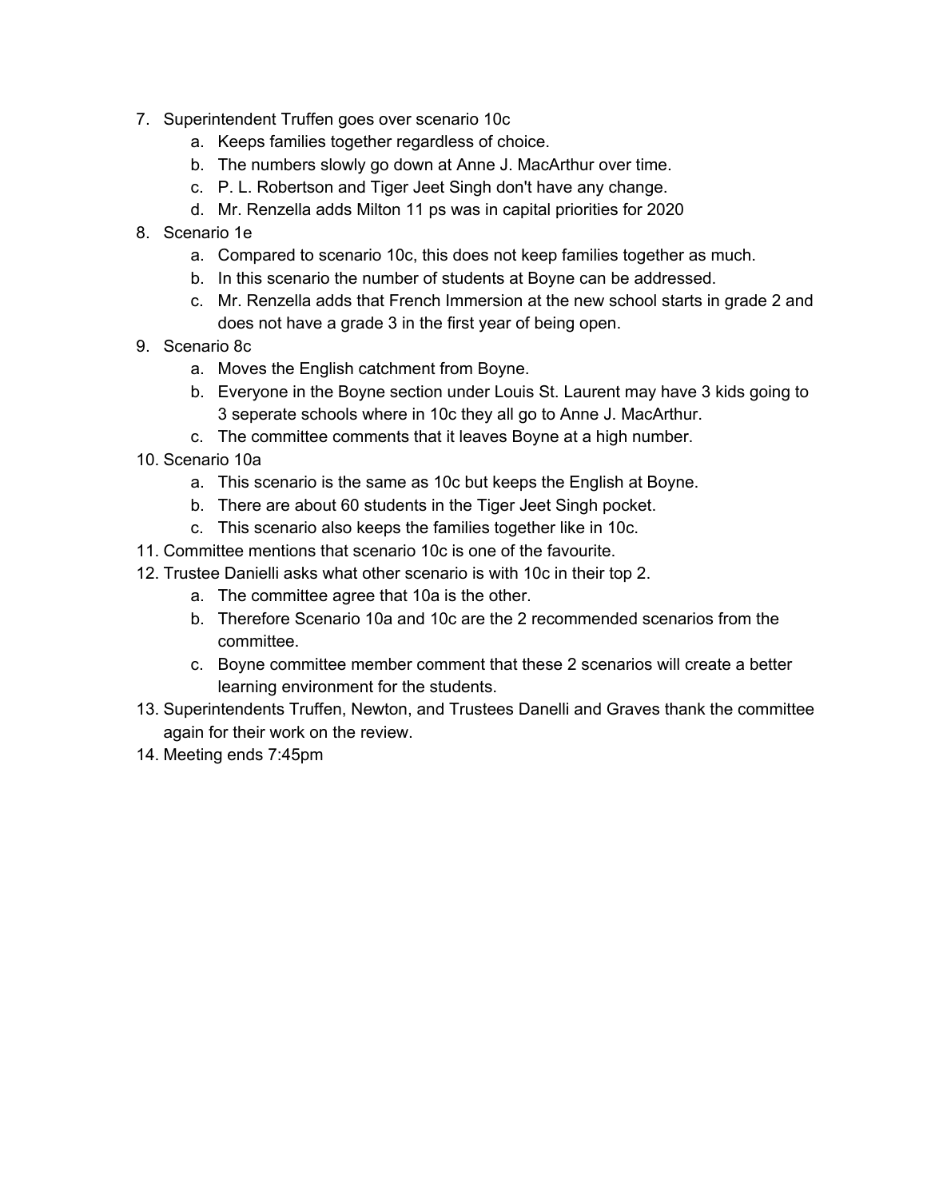7. Superintendent Truffen goes over scenario 10c
    a. Keeps families together regardless of choice.
    b. The numbers slowly go down at Anne J. MacArthur over time.
    c. P. L. Robertson and Tiger Jeet Singh don't have any change.
    d. Mr. Renzella adds Milton 11 ps was in capital priorities for 2020
8. Scenario 1e
    a. Compared to scenario 10c, this does not keep families together as much.
    b. In this scenario the number of students at Boyne can be addressed.
    c. Mr. Renzella adds that French Immersion at the new school starts in grade 2 and does not have a grade 3 in the first year of being open.
9. Scenario 8c
    a. Moves the English catchment from Boyne.
    b. Everyone in the Boyne section under Louis St. Laurent may have 3 kids going to 3 seperate schools where in 10c they all go to Anne J. MacArthur.
    c. The committee comments that it leaves Boyne at a high number.
10. Scenario 10a
    a. This scenario is the same as 10c but keeps the English at Boyne.
    b. There are about 60 students in the Tiger Jeet Singh pocket.
    c. This scenario also keeps the families together like in 10c.
11. Committee mentions that scenario 10c is one of the favourite.
12. Trustee Danielli asks what other scenario is with 10c in their top 2.
    a. The committee agree that 10a is the other.
    b. Therefore Scenario 10a and 10c are the 2 recommended scenarios from the committee.
    c. Boyne committee member comment that these 2 scenarios will create a better learning environment for the students.
13. Superintendents Truffen, Newton, and Trustees Danelli and Graves thank the committee again for their work on the review.
14. Meeting ends 7:45pm